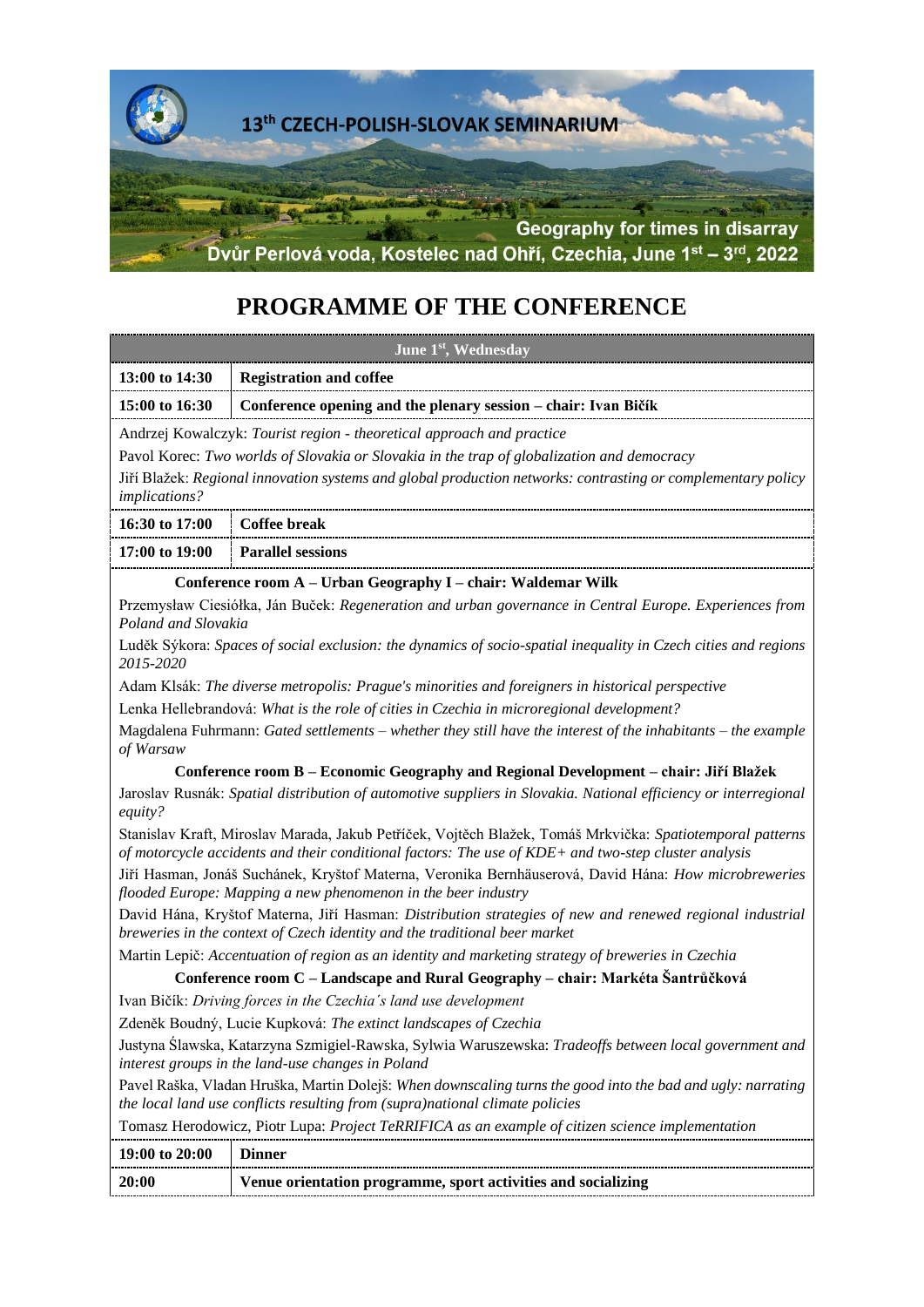13th CZECH-POLISH-SLOVAK SEMINARIUM

Geography for times in disarray

Dvůr Perlová voda, Kostelec nad Ohří, Czechia, June 1st – 3rd, 2022

# PROGRAMME OF THE CONFERENCE

## June 1st, Wednesday

| | |
|---|---|
| **13:00 to 14:30** | **Registration and coffee** |
| **15:00 to 16:30** | **Conference opening and the plenary session – chair: Ivan Bičík** |

Andrzej Kowalczyk: *Tourist region - theoretical approach and practice*

Pavol Korec: *Two worlds of Slovakia or Slovakia in the trap of globalization and democracy*

Jiří Blažek: *Regional innovation systems and global production networks: contrasting or complementary policy implications?*

| | |
|---|---|
| **16:30 to 17:00** | **Coffee break** |
| **17:00 to 19:00** | **Parallel sessions** |

### Conference room A – Urban Geography I – chair: Waldemar Wilk

Przemysław Ciesiółka, Ján Buček: *Regeneration and urban governance in Central Europe. Experiences from Poland and Slovakia*

Luděk Sýkora: *Spaces of social exclusion: the dynamics of socio-spatial inequality in Czech cities and regions 2015-2020*

Adam Klsák: *The diverse metropolis: Prague's minorities and foreigners in historical perspective*

Lenka Hellebrandová: *What is the role of cities in Czechia in microregional development?*

Magdalena Fuhrmann: *Gated settlements – whether they still have the interest of the inhabitants – the example of Warsaw*

### Conference room B – Economic Geography and Regional Development – chair: Jiří Blažek

Jaroslav Rusnák: *Spatial distribution of automotive suppliers in Slovakia. National efficiency or interregional equity?*

Stanislav Kraft, Miroslav Marada, Jakub Petříček, Vojtěch Blažek, Tomáš Mrkvička: *Spatiotemporal patterns of motorcycle accidents and their conditional factors: The use of KDE+ and two-step cluster analysis*

Jiří Hasman, Jonáš Suchánek, Kryštof Materna, Veronika Bernhäuserová, David Hána: *How microbreweries flooded Europe: Mapping a new phenomenon in the beer industry*

David Hána, Kryštof Materna, Jiří Hasman: *Distribution strategies of new and renewed regional industrial breweries in the context of Czech identity and the traditional beer market*

Martin Lepič: *Accentuation of region as an identity and marketing strategy of breweries in Czechia*

### Conference room C – Landscape and Rural Geography – chair: Markéta Šantrůčková

Ivan Bičík: *Driving forces in the Czechia´s land use development*

Zdeněk Boudný, Lucie Kupková: *The extinct landscapes of Czechia*

Justyna Ślawska, Katarzyna Szmigiel-Rawska, Sylwia Waruszewska: *Tradeoffs between local government and interest groups in the land-use changes in Poland*

Pavel Raška, Vladan Hruška, Martin Dolejš: *When downscaling turns the good into the bad and ugly: narrating the local land use conflicts resulting from (supra)national climate policies*

Tomasz Herodowicz, Piotr Lupa: *Project TeRRIFICA as an example of citizen science implementation*

| | |
|---|---|
| **19:00 to 20:00** | **Dinner** |
| **20:00** | **Venue orientation programme, sport activities and socializing** |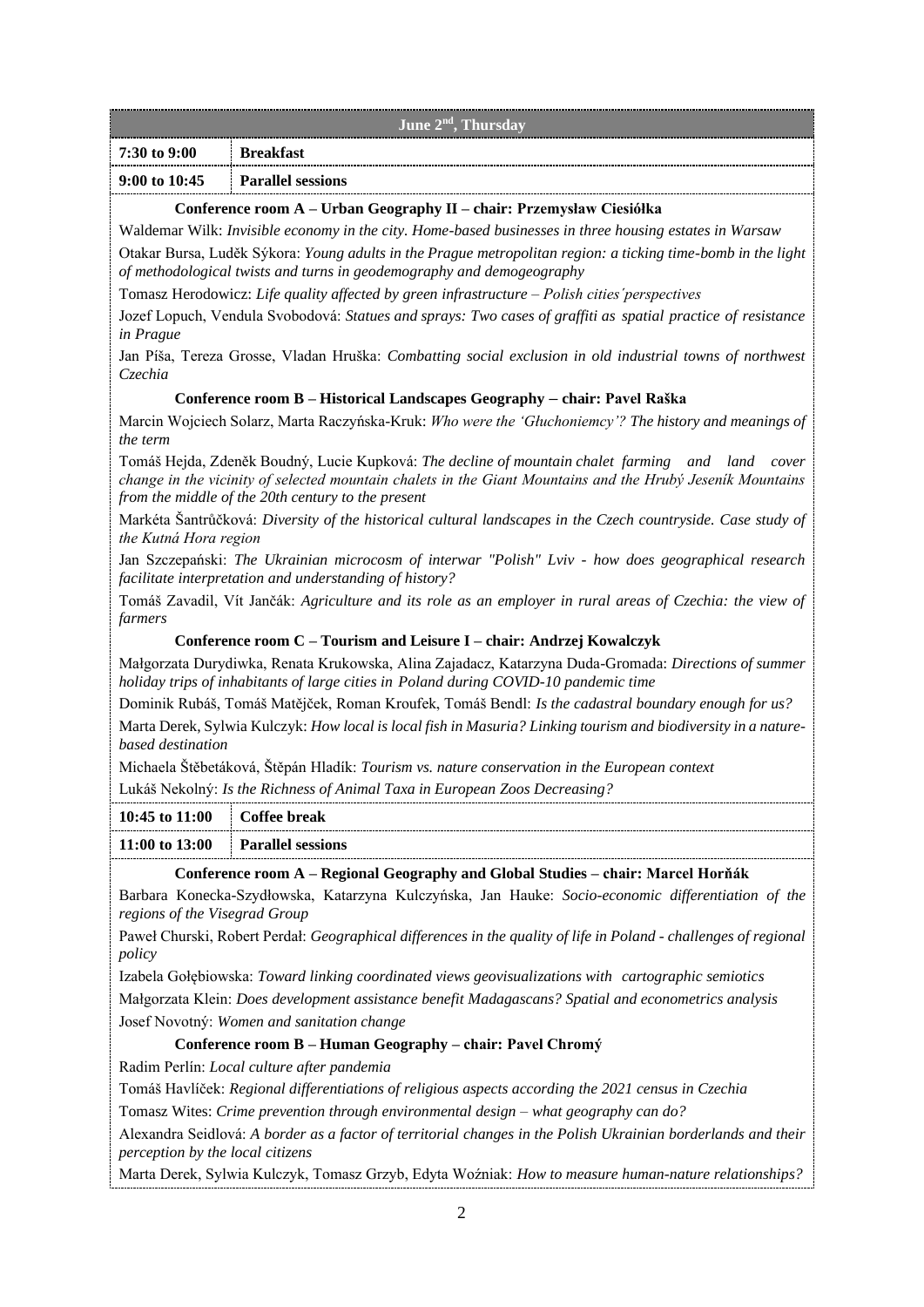## June 2nd, Thursday

| | |
|---|---|
| **7:30 to 9:00** | **Breakfast** |
| **9:00 to 10:45** | **Parallel sessions** |

**Conference room A – Urban Geography II – chair: Przemysław Ciesiółka**

Waldemar Wilk: *Invisible economy in the city. Home-based businesses in three housing estates in Warsaw*

Otakar Bursa, Luděk Sýkora: *Young adults in the Prague metropolitan region: a ticking time-bomb in the light of methodological twists and turns in geodemography and demogeography*

Tomasz Herodowicz: *Life quality affected by green infrastructure – Polish cities´perspectives*

Jozef Lopuch, Vendula Svobodová: *Statues and sprays: Two cases of graffiti as spatial practice of resistance in Prague*

Jan Píša, Tereza Grosse, Vladan Hruška: *Combatting social exclusion in old industrial towns of northwest Czechia*

**Conference room B – Historical Landscapes Geography – chair: Pavel Raška**

Marcin Wojciech Solarz, Marta Raczyńska-Kruk: *Who were the 'Głuchoniemcy'? The history and meanings of the term*

Tomáš Hejda, Zdeněk Boudný, Lucie Kupková: *The decline of mountain chalet farming and land cover change in the vicinity of selected mountain chalets in the Giant Mountains and the Hrubý Jeseník Mountains from the middle of the 20th century to the present*

Markéta Šantrůčková: *Diversity of the historical cultural landscapes in the Czech countryside. Case study of the Kutná Hora region*

Jan Szczepański: *The Ukrainian microcosm of interwar "Polish" Lviv - how does geographical research facilitate interpretation and understanding of history?*

Tomáš Zavadil, Vít Jančák: *Agriculture and its role as an employer in rural areas of Czechia: the view of farmers*

**Conference room C – Tourism and Leisure I – chair: Andrzej Kowalczyk**

Małgorzata Durydiwka, Renata Krukowska, Alina Zajadacz, Katarzyna Duda-Gromada: *Directions of summer holiday trips of inhabitants of large cities in Poland during COVID-10 pandemic time*

Dominik Rubáš, Tomáš Matějček, Roman Kroufek, Tomáš Bendl: *Is the cadastral boundary enough for us?*

Marta Derek, Sylwia Kulczyk: *How local is local fish in Masuria? Linking tourism and biodiversity in a nature-based destination*

Michaela Štěbetáková, Štěpán Hladík: *Tourism vs. nature conservation in the European context*

Lukáš Nekolný: *Is the Richness of Animal Taxa in European Zoos Decreasing?*

| | |
|---|---|
| **10:45 to 11:00** | **Coffee break** |
| **11:00 to 13:00** | **Parallel sessions** |

**Conference room A – Regional Geography and Global Studies – chair: Marcel Horňák**

Barbara Konecka-Szydłowska, Katarzyna Kulczyńska, Jan Hauke: *Socio-economic differentiation of the regions of the Visegrad Group*

Paweł Churski, Robert Perdał: *Geographical differences in the quality of life in Poland - challenges of regional policy*

Izabela Gołębiowska: *Toward linking coordinated views geovisualizations with cartographic semiotics*

Małgorzata Klein: *Does development assistance benefit Madagascans? Spatial and econometrics analysis*

Josef Novotný: *Women and sanitation change*

**Conference room B – Human Geography – chair: Pavel Chromý**

Radim Perlín: *Local culture after pandemia*

Tomáš Havlíček: *Regional differentiations of religious aspects according the 2021 census in Czechia*

Tomasz Wites: *Crime prevention through environmental design – what geography can do?*

Alexandra Seidlová: *A border as a factor of territorial changes in the Polish Ukrainian borderlands and their perception by the local citizens*

Marta Derek, Sylwia Kulczyk, Tomasz Grzyb, Edyta Woźniak: *How to measure human-nature relationships?*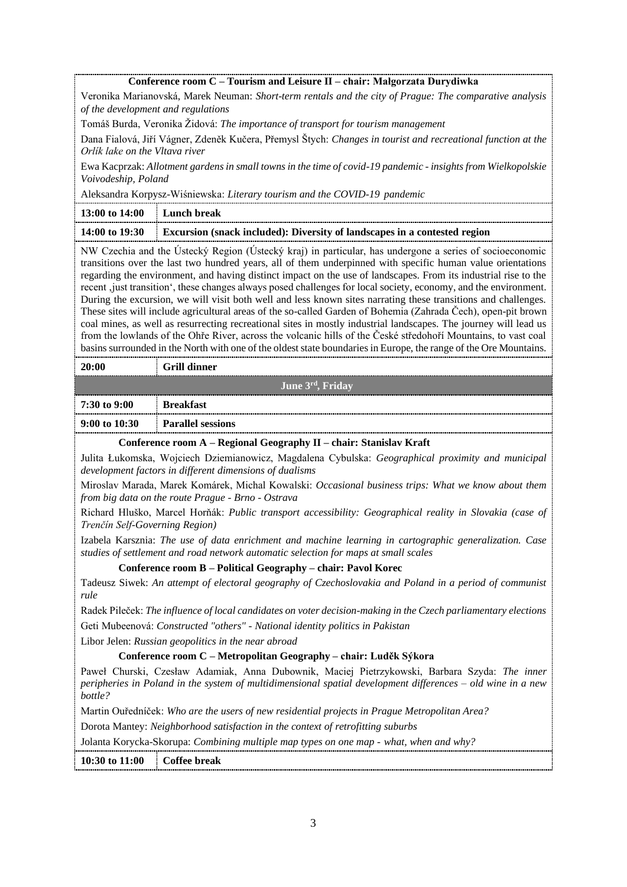**Conference room C – Tourism and Leisure II – chair: Małgorzata Durydiwka**

Veronika Marianovská, Marek Neuman: *Short-term rentals and the city of Prague: The comparative analysis of the development and regulations*

Tomáš Burda, Veronika Židová: *The importance of transport for tourism management*

Dana Fialová, Jiří Vágner, Zdeněk Kučera, Přemysl Štych: *Changes in tourist and recreational function at the Orlík lake on the Vltava river*

Ewa Kacprzak: *Allotment gardens in small towns in the time of covid-19 pandemic - insights from Wielkopolskie Voivodeship, Poland*

Aleksandra Korpysz-Wiśniewska: *Literary tourism and the COVID-19 pandemic*

| | |
|---|---|
| **13:00 to 14:00** | **Lunch break** |
| **14:00 to 19:30** | **Excursion (snack included): Diversity of landscapes in a contested region** |

NW Czechia and the Ústecký Region (Ústecký kraj) in particular, has undergone a series of socioeconomic transitions over the last two hundred years, all of them underpinned with specific human value orientations regarding the environment, and having distinct impact on the use of landscapes. From its industrial rise to the recent ‚just transition', these changes always posed challenges for local society, economy, and the environment. During the excursion, we will visit both well and less known sites narrating these transitions and challenges. These sites will include agricultural areas of the so-called Garden of Bohemia (Zahrada Čech), open-pit brown coal mines, as well as resurrecting recreational sites in mostly industrial landscapes. The journey will lead us from the lowlands of the Ohře River, across the volcanic hills of the České středohoří Mountains, to vast coal basins surrounded in the North with one of the oldest state boundaries in Europe, the range of the Ore Mountains.

| | |
|---|---|
| **20:00** | **Grill dinner** |

## June 3rd, Friday

| | |
|---|---|
| **7:30 to 9:00** | **Breakfast** |
| **9:00 to 10:30** | **Parallel sessions** |

**Conference room A – Regional Geography II – chair: Stanislav Kraft**

Julita Łukomska, Wojciech Dziemianowicz, Magdalena Cybulska: *Geographical proximity and municipal development factors in different dimensions of dualisms*

Miroslav Marada, Marek Komárek, Michal Kowalski: *Occasional business trips: What we know about them from big data on the route Prague - Brno - Ostrava*

Richard Hluško, Marcel Horňák: *Public transport accessibility: Geographical reality in Slovakia (case of Trenčín Self-Governing Region)*

Izabela Karsznia: *The use of data enrichment and machine learning in cartographic generalization. Case studies of settlement and road network automatic selection for maps at small scales*

**Conference room B – Political Geography – chair: Pavol Korec**

Tadeusz Siwek: *An attempt of electoral geography of Czechoslovakia and Poland in a period of communist rule*

Radek Pileček: *The influence of local candidates on voter decision-making in the Czech parliamentary elections*

Geti Mubeenová: *Constructed "others" - National identity politics in Pakistan*

Libor Jelen: *Russian geopolitics in the near abroad*

**Conference room C – Metropolitan Geography – chair: Luděk Sýkora**

Paweł Churski, Czesław Adamiak, Anna Dubownik, Maciej Pietrzykowski, Barbara Szyda: *The inner peripheries in Poland in the system of multidimensional spatial development differences – old wine in a new bottle?*

Martin Ouředníček: *Who are the users of new residential projects in Prague Metropolitan Area?*

Dorota Mantey: *Neighborhood satisfaction in the context of retrofitting suburbs*

Jolanta Korycka-Skorupa: *Combining multiple map types on one map - what, when and why?*

| | |
|---|---|
| **10:30 to 11:00** | **Coffee break** |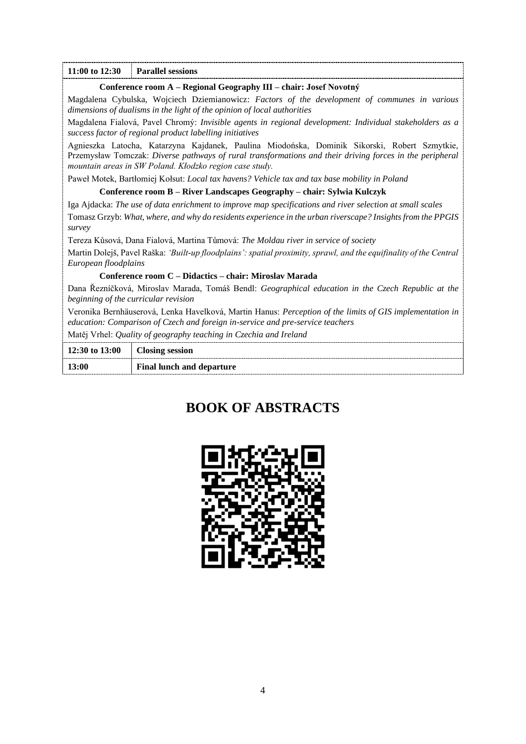| 11:00 to 12:30 | **Parallel sessions** |
|---|---|

**Conference room A – Regional Geography III – chair: Josef Novotný**

Magdalena Cybulska, Wojciech Dziemianowicz: *Factors of the development of communes in various dimensions of dualisms in the light of the opinion of local authorities*

Magdalena Fialová, Pavel Chromý: *Invisible agents in regional development: Individual stakeholders as a success factor of regional product labelling initiatives*

Agnieszka Latocha, Katarzyna Kajdanek, Paulina Miodońska, Dominik Sikorski, Robert Szmytkie, Przemysław Tomczak: *Diverse pathways of rural transformations and their driving forces in the peripheral mountain areas in SW Poland. Kłodzko region case study.*

Paweł Motek, Bartłomiej Kołsut: *Local tax havens? Vehicle tax and tax base mobility in Poland*

**Conference room B – River Landscapes Geography – chair: Sylwia Kulczyk**

Iga Ajdacka: *The use of data enrichment to improve map specifications and river selection at small scales*

Tomasz Grzyb: *What, where, and why do residents experience in the urban riverscape? Insights from the PPGIS survey*

Tereza Kůsová, Dana Fialová, Martina Tůmová: *The Moldau river in service of society*

Martin Dolejš, Pavel Raška: *'Built-up floodplains': spatial proximity, sprawl, and the equifinality of the Central European floodplains*

**Conference room C – Didactics – chair: Miroslav Marada**

Dana Řezníčková, Miroslav Marada, Tomáš Bendl: *Geographical education in the Czech Republic at the beginning of the curricular revision*

Veronika Bernhäuserová, Lenka Havelková, Martin Hanus: *Perception of the limits of GIS implementation in education: Comparison of Czech and foreign in-service and pre-service teachers*

Matěj Vrhel: *Quality of geography teaching in Czechia and Ireland*

| 12:30 to 13:00 | **Closing session** |
|---|---|
| 13:00 | **Final lunch and departure** |

# BOOK OF ABSTRACTS